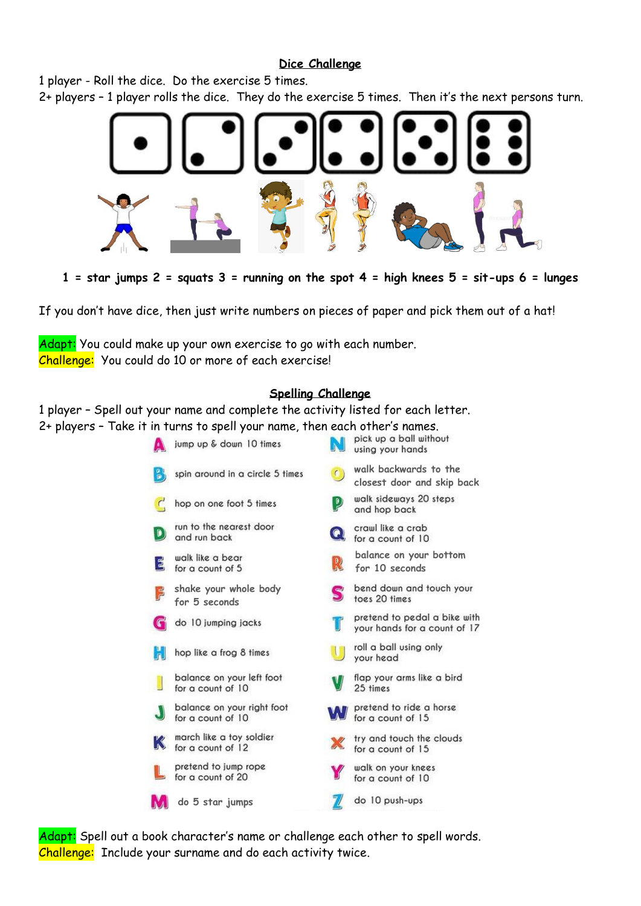## Dice Challenge

1 player - Roll the dice. Do the exercise 5 times.
2+ players – 1 player rolls the dice. They do the exercise 5 times. Then it's the next persons turn.

**1 = star jumps 2 = squats 3 = running on the spot 4 = high knees 5 = sit-ups 6 = lunges**

If you don't have dice, then just write numbers on pieces of paper and pick them out of a hat!

Adapt: You could make up your own exercise to go with each number.
Challenge: You could do 10 or more of each exercise!

## Spelling Challenge

1 player – Spell out your name and complete the activity listed for each letter.
2+ players – Take it in turns to spell your name, then each other's names.

- A – jump up & down 10 times
- B – spin around in a circle 5 times
- C – hop on one foot 5 times
- D – run to the nearest door and run back
- E – walk like a bear for a count of 5
- F – shake your whole body for 5 seconds
- G – do 10 jumping jacks
- H – hop like a frog 8 times
- I – balance on your left foot for a count of 10
- J – balance on your right foot for a count of 10
- K – march like a toy soldier for a count of 12
- L – pretend to jump rope for a count of 20
- M – do 5 star jumps
- N – pick up a ball without using your hands
- O – walk backwards to the closest door and skip back
- P – walk sideways 20 steps and hop back
- Q – crawl like a crab for a count of 10
- R – balance on your bottom for 10 seconds
- S – bend down and touch your toes 20 times
- T – pretend to pedal a bike with your hands for a count of 17
- U – roll a ball using only your head
- V – flap your arms like a bird 25 times
- W – pretend to ride a horse for a count of 15
- X – try and touch the clouds for a count of 15
- Y – walk on your knees for a count of 10
- Z – do 10 push-ups

Adapt: Spell out a book character's name or challenge each other to spell words.
Challenge: Include your surname and do each activity twice.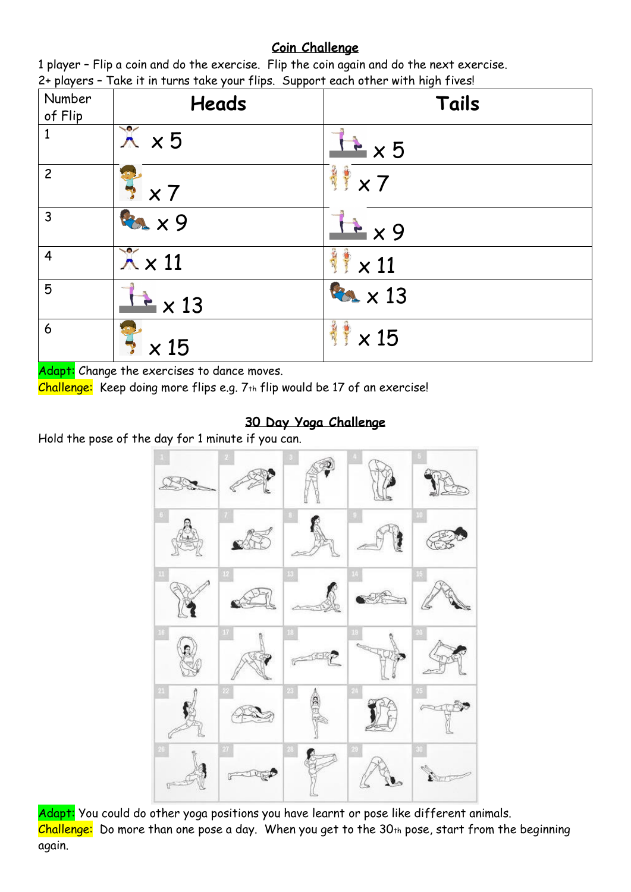## Coin Challenge

1 player – Flip a coin and do the exercise. Flip the coin again and do the next exercise.
2+ players – Take it in turns take your flips. Support each other with high fives!

| Number of Flip | Heads | Tails |
|---|---|---|
| 1 | x 5 | x 5 |
| 2 | x 7 | x 7 |
| 3 | x 9 | x 9 |
| 4 | x 11 | x 11 |
| 5 | x 13 | x 13 |
| 6 | x 15 | x 15 |

Adapt: Change the exercises to dance moves.
Challenge: Keep doing more flips e.g. 7th flip would be 17 of an exercise!

## 30 Day Yoga Challenge

Hold the pose of the day for 1 minute if you can.

Adapt: You could do other yoga positions you have learnt or pose like different animals.
Challenge: Do more than one pose a day. When you get to the 30th pose, start from the beginning again.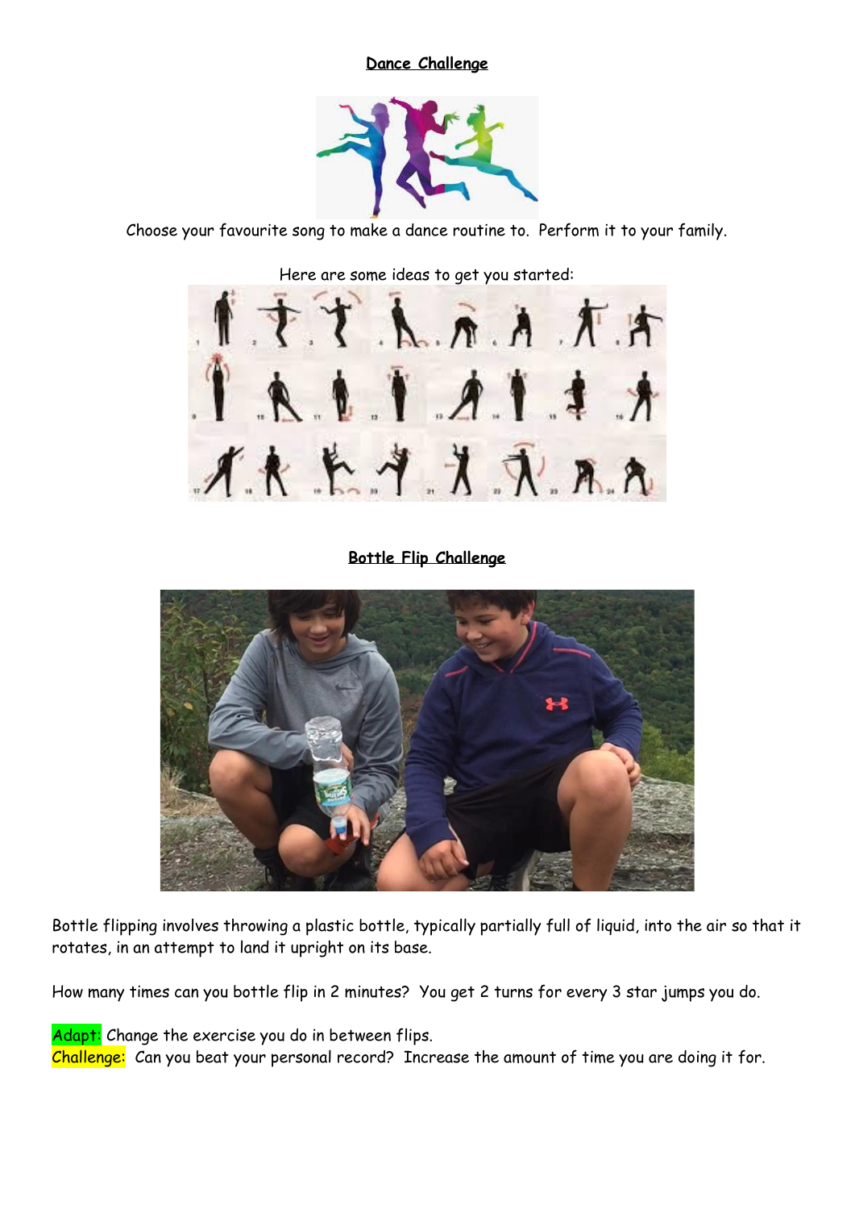**Dance Challenge**

Choose your favourite song to make a dance routine to. Perform it to your family.

Here are some ideas to get you started:

**Bottle Flip Challenge**

Bottle flipping involves throwing a plastic bottle, typically partially full of liquid, into the air so that it rotates, in an attempt to land it upright on its base.

How many times can you bottle flip in 2 minutes? You get 2 turns for every 3 star jumps you do.

Adapt: Change the exercise you do in between flips.
Challenge: Can you beat your personal record? Increase the amount of time you are doing it for.